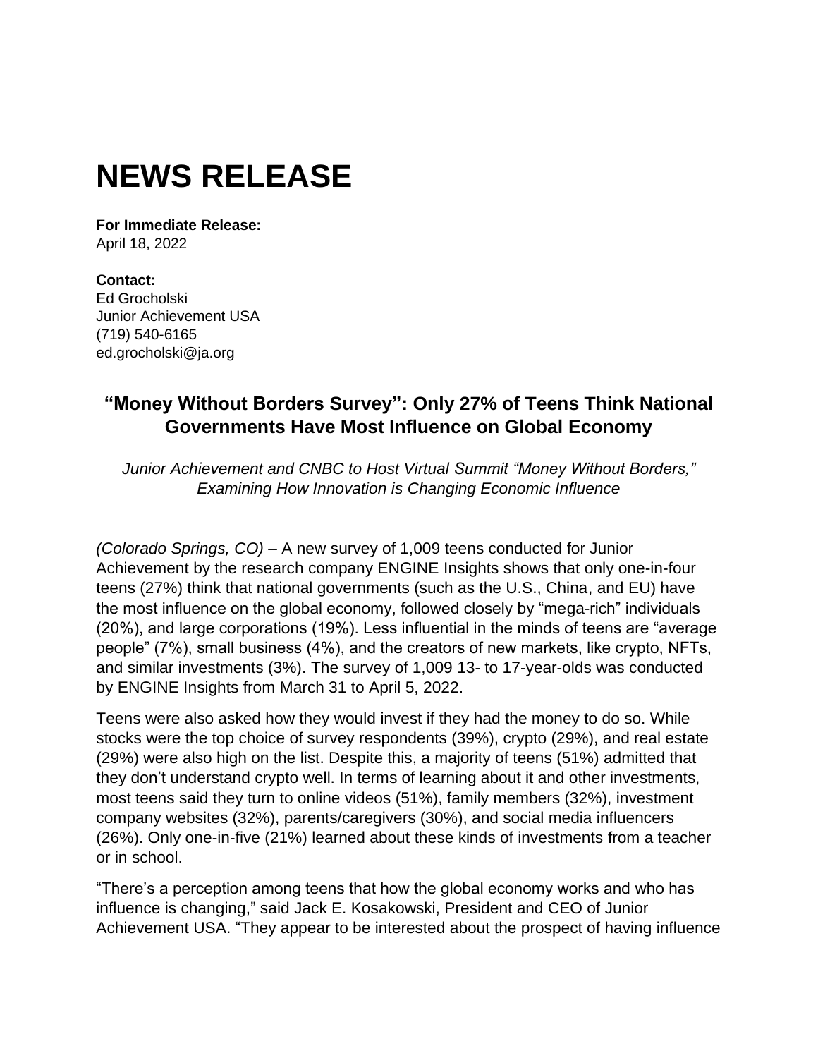# NEWS RELEASE

**For Immediate Release:**
April 18, 2022

**Contact:**
Ed Grocholski
Junior Achievement USA
(719) 540-6165
ed.grocholski@ja.org

## "Money Without Borders Survey": Only 27% of Teens Think National Governments Have Most Influence on Global Economy

*Junior Achievement and CNBC to Host Virtual Summit "Money Without Borders," Examining How Innovation is Changing Economic Influence*

*(Colorado Springs, CO)* – A new survey of 1,009 teens conducted for Junior Achievement by the research company ENGINE Insights shows that only one-in-four teens (27%) think that national governments (such as the U.S., China, and EU) have the most influence on the global economy, followed closely by "mega-rich" individuals (20%), and large corporations (19%). Less influential in the minds of teens are "average people" (7%), small business (4%), and the creators of new markets, like crypto, NFTs, and similar investments (3%). The survey of 1,009 13- to 17-year-olds was conducted by ENGINE Insights from March 31 to April 5, 2022.

Teens were also asked how they would invest if they had the money to do so. While stocks were the top choice of survey respondents (39%), crypto (29%), and real estate (29%) were also high on the list. Despite this, a majority of teens (51%) admitted that they don't understand crypto well. In terms of learning about it and other investments, most teens said they turn to online videos (51%), family members (32%), investment company websites (32%), parents/caregivers (30%), and social media influencers (26%). Only one-in-five (21%) learned about these kinds of investments from a teacher or in school.

"There's a perception among teens that how the global economy works and who has influence is changing," said Jack E. Kosakowski, President and CEO of Junior Achievement USA. "They appear to be interested about the prospect of having influence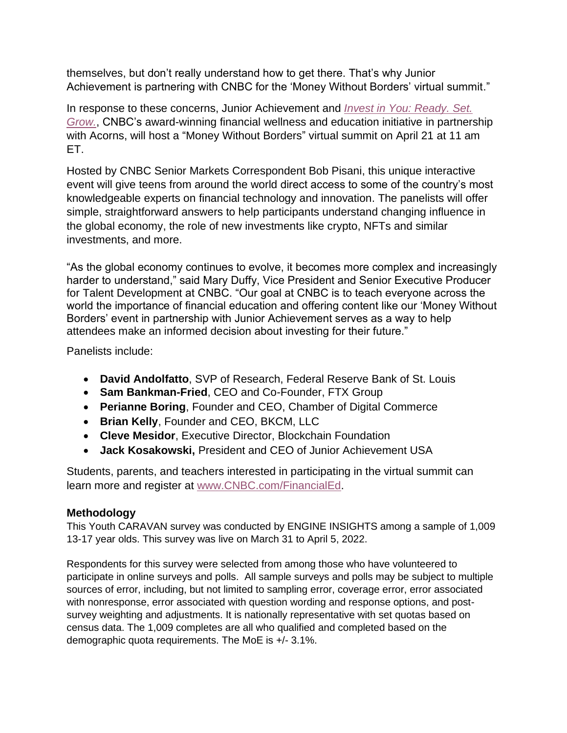themselves, but don't really understand how to get there. That's why Junior Achievement is partnering with CNBC for the 'Money Without Borders' virtual summit."

In response to these concerns, Junior Achievement and *Invest in You: Ready. Set. Grow.*, CNBC's award-winning financial wellness and education initiative in partnership with Acorns, will host a "Money Without Borders" virtual summit on April 21 at 11 am ET.

Hosted by CNBC Senior Markets Correspondent Bob Pisani, this unique interactive event will give teens from around the world direct access to some of the country's most knowledgeable experts on financial technology and innovation. The panelists will offer simple, straightforward answers to help participants understand changing influence in the global economy, the role of new investments like crypto, NFTs and similar investments, and more.

"As the global economy continues to evolve, it becomes more complex and increasingly harder to understand," said Mary Duffy, Vice President and Senior Executive Producer for Talent Development at CNBC. "Our goal at CNBC is to teach everyone across the world the importance of financial education and offering content like our 'Money Without Borders' event in partnership with Junior Achievement serves as a way to help attendees make an informed decision about investing for their future."

Panelists include:

- **David Andolfatto**, SVP of Research, Federal Reserve Bank of St. Louis
- **Sam Bankman-Fried**, CEO and Co-Founder, FTX Group
- **Perianne Boring**, Founder and CEO, Chamber of Digital Commerce
- **Brian Kelly**, Founder and CEO, BKCM, LLC
- **Cleve Mesidor**, Executive Director, Blockchain Foundation
- **Jack Kosakowski,** President and CEO of Junior Achievement USA

Students, parents, and teachers interested in participating in the virtual summit can learn more and register at www.CNBC.com/FinancialEd.

### Methodology

This Youth CARAVAN survey was conducted by ENGINE INSIGHTS among a sample of 1,009 13-17 year olds. This survey was live on March 31 to April 5, 2022.

Respondents for this survey were selected from among those who have volunteered to participate in online surveys and polls. All sample surveys and polls may be subject to multiple sources of error, including, but not limited to sampling error, coverage error, error associated with nonresponse, error associated with question wording and response options, and post-survey weighting and adjustments. It is nationally representative with set quotas based on census data. The 1,009 completes are all who qualified and completed based on the demographic quota requirements. The MoE is +/- 3.1%.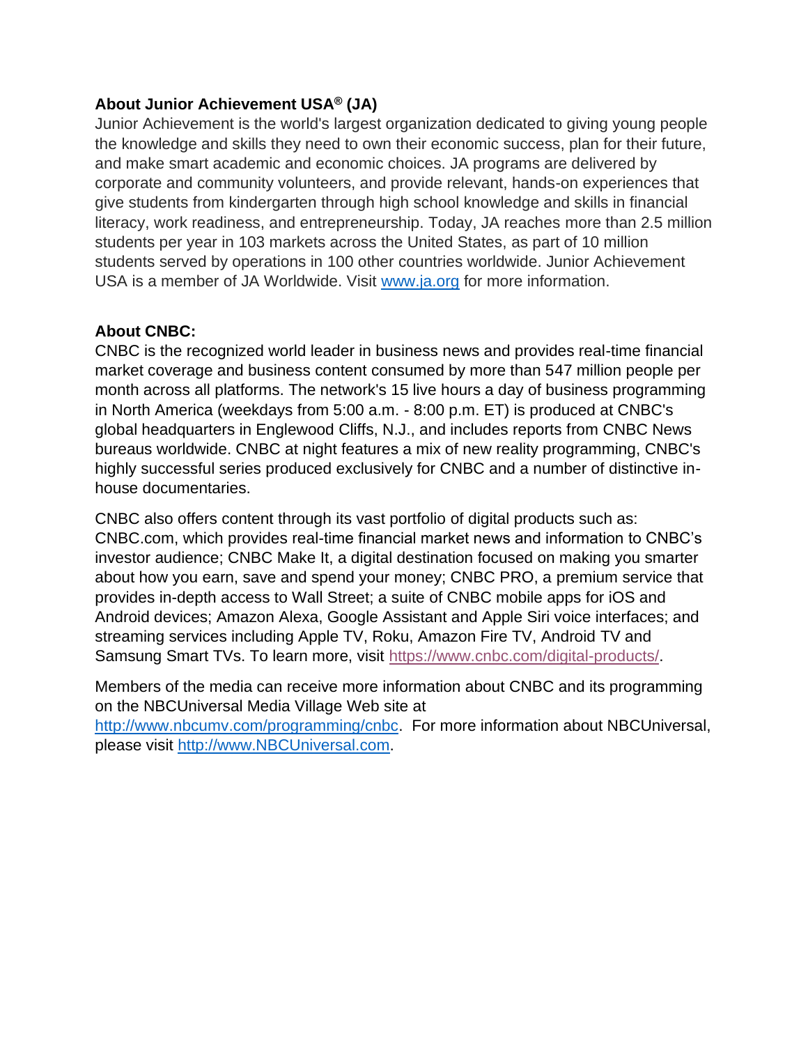**About Junior Achievement USA® (JA)**

Junior Achievement is the world's largest organization dedicated to giving young people the knowledge and skills they need to own their economic success, plan for their future, and make smart academic and economic choices. JA programs are delivered by corporate and community volunteers, and provide relevant, hands-on experiences that give students from kindergarten through high school knowledge and skills in financial literacy, work readiness, and entrepreneurship. Today, JA reaches more than 2.5 million students per year in 103 markets across the United States, as part of 10 million students served by operations in 100 other countries worldwide. Junior Achievement USA is a member of JA Worldwide. Visit [www.ja.org](http://www.ja.org) for more information.

**About CNBC:**

CNBC is the recognized world leader in business news and provides real-time financial market coverage and business content consumed by more than 547 million people per month across all platforms. The network's 15 live hours a day of business programming in North America (weekdays from 5:00 a.m. - 8:00 p.m. ET) is produced at CNBC's global headquarters in Englewood Cliffs, N.J., and includes reports from CNBC News bureaus worldwide. CNBC at night features a mix of new reality programming, CNBC's highly successful series produced exclusively for CNBC and a number of distinctive in-house documentaries.

CNBC also offers content through its vast portfolio of digital products such as: CNBC.com, which provides real-time financial market news and information to CNBC's investor audience; CNBC Make It, a digital destination focused on making you smarter about how you earn, save and spend your money; CNBC PRO, a premium service that provides in-depth access to Wall Street; a suite of CNBC mobile apps for iOS and Android devices; Amazon Alexa, Google Assistant and Apple Siri voice interfaces; and streaming services including Apple TV, Roku, Amazon Fire TV, Android TV and Samsung Smart TVs. To learn more, visit [https://www.cnbc.com/digital-products/](https://www.cnbc.com/digital-products/).

Members of the media can receive more information about CNBC and its programming on the NBCUniversal Media Village Web site at [http://www.nbcumv.com/programming/cnbc](http://www.nbcumv.com/programming/cnbc). For more information about NBCUniversal, please visit [http://www.NBCUniversal.com](http://www.NBCUniversal.com).